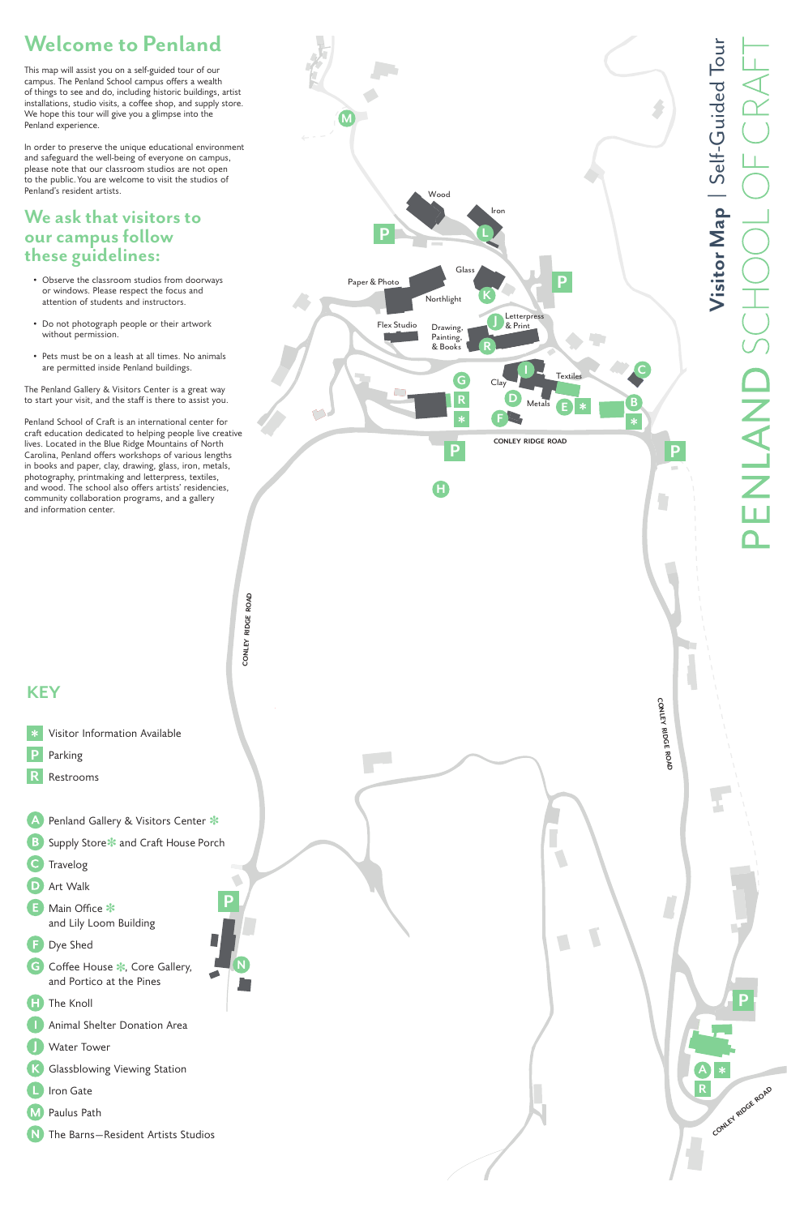# Welcome to Penland

This map will assist you on a self-guided tour of our campus. The Penland School campus offers a wealth of things to see and do, including historic buildings, artist installations, studio visits, a coffee shop, and supply store. We hope this tour will give you a glimpse into the Penland experience.

In order to preserve the unique educational environment and safeguard the well-being of everyone on campus, please note that our classroom studios are not open to the public. You are welcome to visit the studios of Penland's resident artists.

## We ask that visitors to our campus follow these guidelines:

- Observe the classroom studios from doorways or windows. Please respect the focus and attention of students and instructors.
- Do not photograph people or their artwork without permission.
- Pets must be on a leash at all times. No animals are permitted inside Penland buildings.

The Penland Gallery & Visitors Center is a great way to start your visit, and the staff is there to assist you.

Penland School of Craft is an international center for craft education dedicated to helping people live creative lives. Located in the Blue Ridge Mountains of North Carolina, Penland offers workshops of various lengths in books and paper, clay, drawing, glass, iron, metals, photography, printmaking and letterpress, textiles, and wood. The school also offers artists' residencies, community collaboration programs, and a gallery and information center.

# Visitor Map | Self-Guided Tour

# PENLAND SCHOOL OF CRAFT

Wood · Iron · Glass · Paper & Photo · Northlight · Letterpress & Print · Flex Studio · Drawing, Painting, & Books · Clay · Textiles · Metals

CONLEY RIDGE ROAD

## KEY

- * Visitor Information Available
- P Parking
- R Restrooms

- A Penland Gallery & Visitors Center *
- B Supply Store * and Craft House Porch
- C Travelog
- D Art Walk
- E Main Office * and Lily Loom Building
- F Dye Shed
- G Coffee House *, Core Gallery, and Portico at the Pines
- H The Knoll
- I Animal Shelter Donation Area
- J Water Tower
- K Glassblowing Viewing Station
- L Iron Gate
- M Paulus Path
- N The Barns—Resident Artists Studios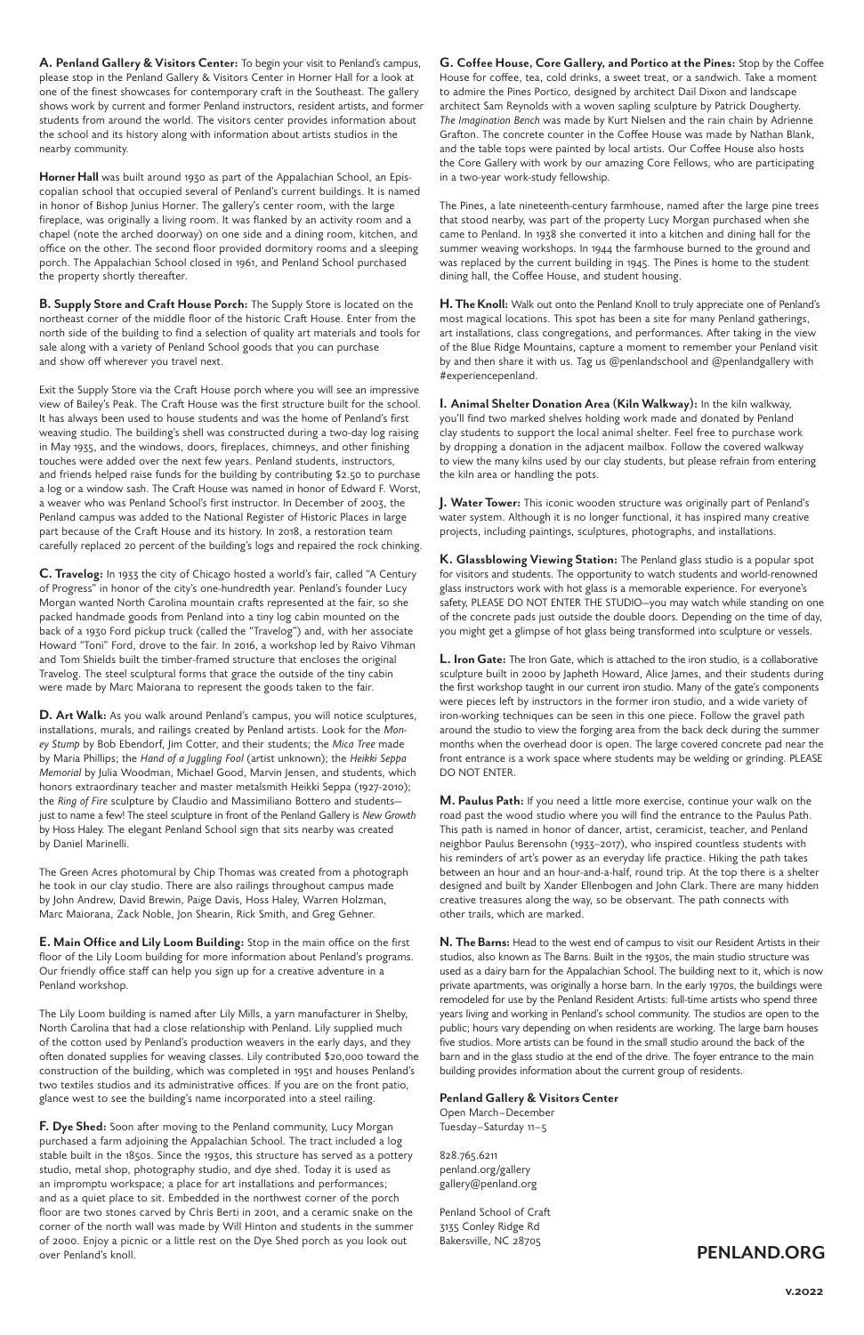**A. Penland Gallery & Visitors Center:** To begin your visit to Penland's campus, please stop in the Penland Gallery & Visitors Center in Horner Hall for a look at one of the finest showcases for contemporary craft in the Southeast. The gallery shows work by current and former Penland instructors, resident artists, and former students from around the world. The visitors center provides information about the school and its history along with information about artists studios in the nearby community.

**Horner Hall** was built around 1930 as part of the Appalachian School, an Episcopalian school that occupied several of Penland's current buildings. It is named in honor of Bishop Junius Horner. The gallery's center room, with the large fireplace, was originally a living room. It was flanked by an activity room and a chapel (note the arched doorway) on one side and a dining room, kitchen, and office on the other. The second floor provided dormitory rooms and a sleeping porch. The Appalachian School closed in 1961, and Penland School purchased the property shortly thereafter.

**B. Supply Store and Craft House Porch:** The Supply Store is located on the northeast corner of the middle floor of the historic Craft House. Enter from the north side of the building to find a selection of quality art materials and tools for sale along with a variety of Penland School goods that you can purchase and show off wherever you travel next.

Exit the Supply Store via the Craft House porch where you will see an impressive view of Bailey's Peak. The Craft House was the first structure built for the school. It has always been used to house students and was the home of Penland's first weaving studio. The building's shell was constructed during a two-day log raising in May 1935, and the windows, doors, fireplaces, chimneys, and other finishing touches were added over the next few years. Penland students, instructors, and friends helped raise funds for the building by contributing $2.50 to purchase a log or a window sash. The Craft House was named in honor of Edward F. Worst, a weaver who was Penland School's first instructor. In December of 2003, the Penland campus was added to the National Register of Historic Places in large part because of the Craft House and its history. In 2018, a restoration team carefully replaced 20 percent of the building's logs and repaired the rock chinking.

**C. Travelog:** In 1933 the city of Chicago hosted a world's fair, called "A Century of Progress" in honor of the city's one-hundredth year. Penland's founder Lucy Morgan wanted North Carolina mountain crafts represented at the fair, so she packed handmade goods from Penland into a tiny log cabin mounted on the back of a 1930 Ford pickup truck (called the "Travelog") and, with her associate Howard "Toni" Ford, drove to the fair. In 2016, a workshop led by Raivo Vihman and Tom Shields built the timber-framed structure that encloses the original Travelog. The steel sculptural forms that grace the outside of the tiny cabin were made by Marc Maiorana to represent the goods taken to the fair.

**D. Art Walk:** As you walk around Penland's campus, you will notice sculptures, installations, murals, and railings created by Penland artists. Look for the *Money Stump* by Bob Ebendorf, Jim Cotter, and their students; the *Mica Tree* made by Maria Phillips; the *Hand of a Juggling Fool* (artist unknown); the *Heikki Seppa Memorial* by Julia Woodman, Michael Good, Marvin Jensen, and students, which honors extraordinary teacher and master metalsmith Heikki Seppa (1927-2010); the *Ring of Fire* sculpture by Claudio and Massimiliano Bottero and students—just to name a few! The steel sculpture in front of the Penland Gallery is *New Growth* by Hoss Haley. The elegant Penland School sign that sits nearby was created by Daniel Marinelli.

The Green Acres photomural by Chip Thomas was created from a photograph he took in our clay studio. There are also railings throughout campus made by John Andrew, David Brewin, Paige Davis, Hoss Haley, Warren Holzman, Marc Maiorana, Zack Noble, Jon Shearin, Rick Smith, and Greg Gehner.

**E. Main Office and Lily Loom Building:** Stop in the main office on the first floor of the Lily Loom building for more information about Penland's programs. Our friendly office staff can help you sign up for a creative adventure in a Penland workshop.

The Lily Loom building is named after Lily Mills, a yarn manufacturer in Shelby, North Carolina that had a close relationship with Penland. Lily supplied much of the cotton used by Penland's production weavers in the early days, and they often donated supplies for weaving classes. Lily contributed $20,000 toward the construction of the building, which was completed in 1951 and houses Penland's two textiles studios and its administrative offices. If you are on the front patio, glance west to see the building's name incorporated into a steel railing.

**F. Dye Shed:** Soon after moving to the Penland community, Lucy Morgan purchased a farm adjoining the Appalachian School. The tract included a log stable built in the 1850s. Since the 1930s, this structure has served as a pottery studio, metal shop, photography studio, and dye shed. Today it is used as an impromptu workspace; a place for art installations and performances; and as a quiet place to sit. Embedded in the northwest corner of the porch floor are two stones carved by Chris Berti in 2001, and a ceramic snake on the corner of the north wall was made by Will Hinton and students in the summer of 2000. Enjoy a picnic or a little rest on the Dye Shed porch as you look out over Penland's knoll.

**G. Coffee House, Core Gallery, and Portico at the Pines:** Stop by the Coffee House for coffee, tea, cold drinks, a sweet treat, or a sandwich. Take a moment to admire the Pines Portico, designed by architect Dail Dixon and landscape architect Sam Reynolds with a woven sapling sculpture by Patrick Dougherty. *The Imagination Bench* was made by Kurt Nielsen and the rain chain by Adrienne Grafton. The concrete counter in the Coffee House was made by Nathan Blank, and the table tops were painted by local artists. Our Coffee House also hosts the Core Gallery with work by our amazing Core Fellows, who are participating in a two-year work-study fellowship.

The Pines, a late nineteenth-century farmhouse, named after the large pine trees that stood nearby, was part of the property Lucy Morgan purchased when she came to Penland. In 1938 she converted it into a kitchen and dining hall for the summer weaving workshops. In 1944 the farmhouse burned to the ground and was replaced by the current building in 1945. The Pines is home to the student dining hall, the Coffee House, and student housing.

**H. The Knoll:** Walk out onto the Penland Knoll to truly appreciate one of Penland's most magical locations. This spot has been a site for many Penland gatherings, art installations, class congregations, and performances. After taking in the view of the Blue Ridge Mountains, capture a moment to remember your Penland visit by and then share it with us. Tag us @penlandschool and @penlandgallery with #experiencepenland.

**I. Animal Shelter Donation Area (Kiln Walkway):** In the kiln walkway, you'll find two marked shelves holding work made and donated by Penland clay students to support the local animal shelter. Feel free to purchase work by dropping a donation in the adjacent mailbox. Follow the covered walkway to view the many kilns used by our clay students, but please refrain from entering the kiln area or handling the pots.

**J. Water Tower:** This iconic wooden structure was originally part of Penland's water system. Although it is no longer functional, it has inspired many creative projects, including paintings, sculptures, photographs, and installations.

**K. Glassblowing Viewing Station:** The Penland glass studio is a popular spot for visitors and students. The opportunity to watch students and world-renowned glass instructors work with hot glass is a memorable experience. For everyone's safety, PLEASE DO NOT ENTER THE STUDIO—you may watch while standing on one of the concrete pads just outside the double doors. Depending on the time of day, you might get a glimpse of hot glass being transformed into sculpture or vessels.

**L. Iron Gate:** The Iron Gate, which is attached to the iron studio, is a collaborative sculpture built in 2000 by Japheth Howard, Alice James, and their students during the first workshop taught in our current iron studio. Many of the gate's components were pieces left by instructors in the former iron studio, and a wide variety of iron-working techniques can be seen in this one piece. Follow the gravel path around the studio to view the forging area from the back deck during the summer months when the overhead door is open. The large covered concrete pad near the front entrance is a work space where students may be welding or grinding. PLEASE DO NOT ENTER.

**M. Paulus Path:** If you need a little more exercise, continue your walk on the road past the wood studio where you will find the entrance to the Paulus Path. This path is named in honor of dancer, artist, ceramicist, teacher, and Penland neighbor Paulus Berensohn (1933–2017), who inspired countless students with his reminders of art's power as an everyday life practice. Hiking the path takes between an hour and an hour-and-a-half, round trip. At the top there is a shelter designed and built by Xander Ellenbogen and John Clark. There are many hidden creative treasures along the way, so be observant. The path connects with other trails, which are marked.

**N. The Barns:** Head to the west end of campus to visit our Resident Artists in their studios, also known as The Barns. Built in the 1930s, the main studio structure was used as a dairy barn for the Appalachian School. The building next to it, which is now private apartments, was originally a horse barn. In the early 1970s, the buildings were remodeled for use by the Penland Resident Artists: full-time artists who spend three years living and working in Penland's school community. The studios are open to the public; hours vary depending on when residents are working. The large barn houses five studios. More artists can be found in the small studio around the back of the barn and in the glass studio at the end of the drive. The foyer entrance to the main building provides information about the current group of residents.

**Penland Gallery & Visitors Center**
Open March–December
Tuesday–Saturday 11–5

828.765.6211
penland.org/gallery
gallery@penland.org

Penland School of Craft
3135 Conley Ridge Rd
Bakersville, NC 28705

**PENLAND.ORG**

**v.2022**